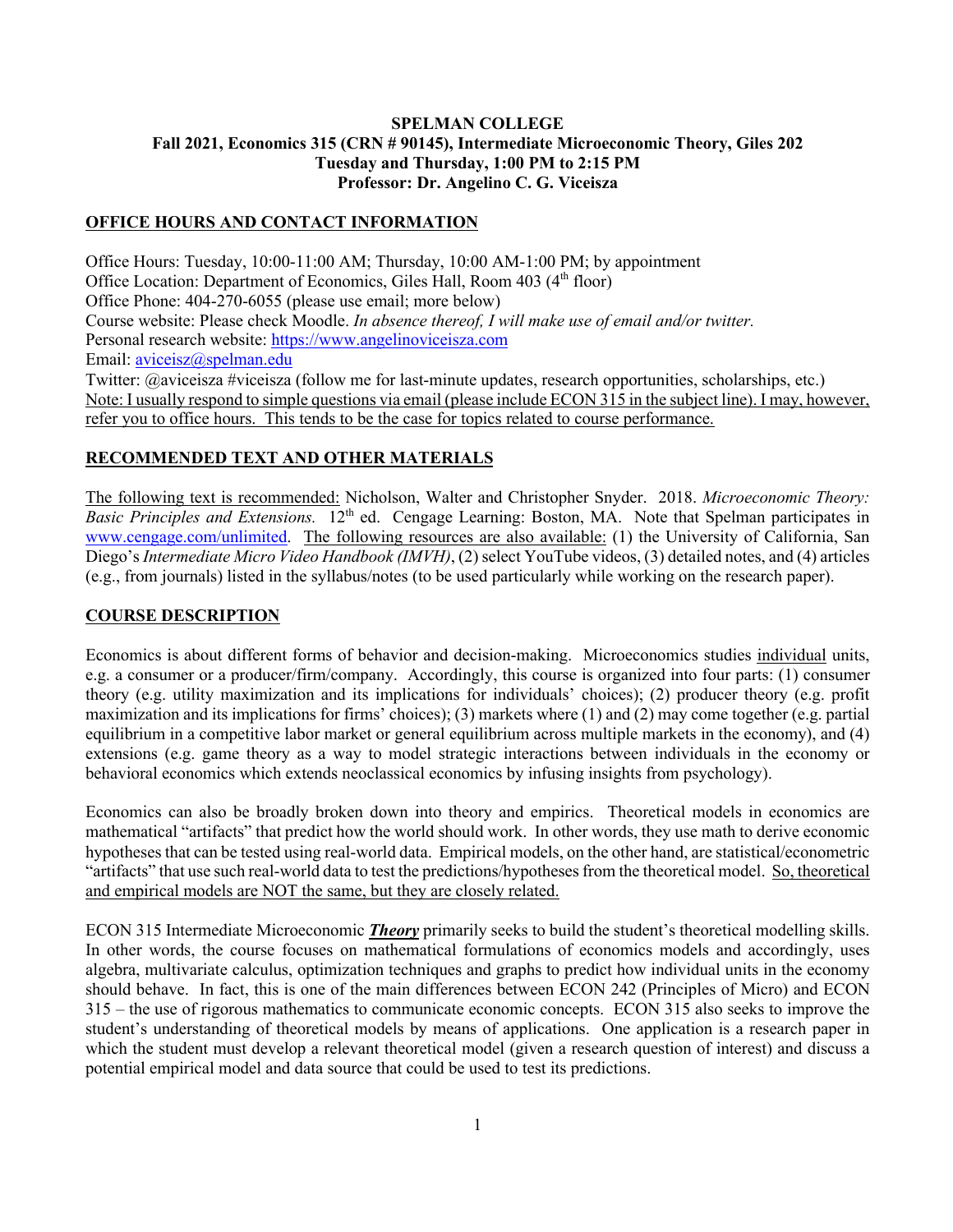**SPELMAN COLLEGE**
**Fall 2021, Economics 315 (CRN # 90145), Intermediate Microeconomic Theory, Giles 202**
**Tuesday and Thursday, 1:00 PM to 2:15 PM**
**Professor: Dr. Angelino C. G. Viceisza**

## OFFICE HOURS AND CONTACT INFORMATION

Office Hours: Tuesday, 10:00-11:00 AM; Thursday, 10:00 AM-1:00 PM; by appointment
Office Location: Department of Economics, Giles Hall, Room 403 (4th floor)
Office Phone: 404-270-6055 (please use email; more below)
Course website: Please check Moodle. *In absence thereof, I will make use of email and/or twitter.*
Personal research website: https://www.angelinoviceisza.com
Email: aviceisz@spelman.edu
Twitter: @aviceisza #viceisza (follow me for last-minute updates, research opportunities, scholarships, etc.)
Note: I usually respond to simple questions via email (please include ECON 315 in the subject line). I may, however, refer you to office hours. This tends to be the case for topics related to course performance.

## RECOMMENDED TEXT AND OTHER MATERIALS

The following text is recommended: Nicholson, Walter and Christopher Snyder. 2018. *Microeconomic Theory: Basic Principles and Extensions.* 12th ed. Cengage Learning: Boston, MA. Note that Spelman participates in www.cengage.com/unlimited. The following resources are also available: (1) the University of California, San Diego's *Intermediate Micro Video Handbook (IMVH)*, (2) select YouTube videos, (3) detailed notes, and (4) articles (e.g., from journals) listed in the syllabus/notes (to be used particularly while working on the research paper).

## COURSE DESCRIPTION

Economics is about different forms of behavior and decision-making. Microeconomics studies individual units, e.g. a consumer or a producer/firm/company. Accordingly, this course is organized into four parts: (1) consumer theory (e.g. utility maximization and its implications for individuals' choices); (2) producer theory (e.g. profit maximization and its implications for firms' choices); (3) markets where (1) and (2) may come together (e.g. partial equilibrium in a competitive labor market or general equilibrium across multiple markets in the economy), and (4) extensions (e.g. game theory as a way to model strategic interactions between individuals in the economy or behavioral economics which extends neoclassical economics by infusing insights from psychology).

Economics can also be broadly broken down into theory and empirics. Theoretical models in economics are mathematical "artifacts" that predict how the world should work. In other words, they use math to derive economic hypotheses that can be tested using real-world data. Empirical models, on the other hand, are statistical/econometric "artifacts" that use such real-world data to test the predictions/hypotheses from the theoretical model. So, theoretical and empirical models are NOT the same, but they are closely related.

ECON 315 Intermediate Microeconomic ***Theory*** primarily seeks to build the student's theoretical modelling skills. In other words, the course focuses on mathematical formulations of economics models and accordingly, uses algebra, multivariate calculus, optimization techniques and graphs to predict how individual units in the economy should behave. In fact, this is one of the main differences between ECON 242 (Principles of Micro) and ECON 315 – the use of rigorous mathematics to communicate economic concepts. ECON 315 also seeks to improve the student's understanding of theoretical models by means of applications. One application is a research paper in which the student must develop a relevant theoretical model (given a research question of interest) and discuss a potential empirical model and data source that could be used to test its predictions.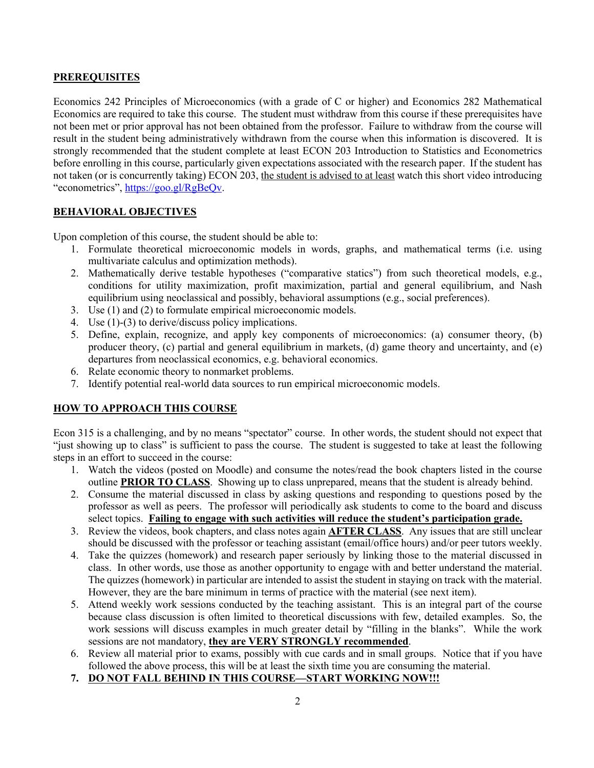## PREREQUISITES

Economics 242 Principles of Microeconomics (with a grade of C or higher) and Economics 282 Mathematical Economics are required to take this course. The student must withdraw from this course if these prerequisites have not been met or prior approval has not been obtained from the professor. Failure to withdraw from the course will result in the student being administratively withdrawn from the course when this information is discovered. It is strongly recommended that the student complete at least ECON 203 Introduction to Statistics and Econometrics before enrolling in this course, particularly given expectations associated with the research paper. If the student has not taken (or is concurrently taking) ECON 203, <u>the student is advised to at least</u> watch this short video introducing "econometrics", [https://goo.gl/RgBeQv](https://goo.gl/RgBeQv).

## BEHAVIORAL OBJECTIVES

Upon completion of this course, the student should be able to:

1. Formulate theoretical microeconomic models in words, graphs, and mathematical terms (i.e. using multivariate calculus and optimization methods).
2. Mathematically derive testable hypotheses ("comparative statics") from such theoretical models, e.g., conditions for utility maximization, profit maximization, partial and general equilibrium, and Nash equilibrium using neoclassical and possibly, behavioral assumptions (e.g., social preferences).
3. Use (1) and (2) to formulate empirical microeconomic models.
4. Use (1)-(3) to derive/discuss policy implications.
5. Define, explain, recognize, and apply key components of microeconomics: (a) consumer theory, (b) producer theory, (c) partial and general equilibrium in markets, (d) game theory and uncertainty, and (e) departures from neoclassical economics, e.g. behavioral economics.
6. Relate economic theory to nonmarket problems.
7. Identify potential real-world data sources to run empirical microeconomic models.

## HOW TO APPROACH THIS COURSE

Econ 315 is a challenging, and by no means "spectator" course. In other words, the student should not expect that "just showing up to class" is sufficient to pass the course. The student is suggested to take at least the following steps in an effort to succeed in the course:

1. Watch the videos (posted on Moodle) and consume the notes/read the book chapters listed in the course outline **<u>PRIOR TO CLASS</u>**. Showing up to class unprepared, means that the student is already behind.
2. Consume the material discussed in class by asking questions and responding to questions posed by the professor as well as peers. The professor will periodically ask students to come to the board and discuss select topics. **<u>Failing to engage with such activities will reduce the student's participation grade.</u>**
3. Review the videos, book chapters, and class notes again **<u>AFTER CLASS</u>**. Any issues that are still unclear should be discussed with the professor or teaching assistant (email/office hours) and/or peer tutors weekly.
4. Take the quizzes (homework) and research paper seriously by linking those to the material discussed in class. In other words, use those as another opportunity to engage with and better understand the material. The quizzes (homework) in particular are intended to assist the student in staying on track with the material. However, they are the bare minimum in terms of practice with the material (see next item).
5. Attend weekly work sessions conducted by the teaching assistant. This is an integral part of the course because class discussion is often limited to theoretical discussions with few, detailed examples. So, the work sessions will discuss examples in much greater detail by "filling in the blanks". While the work sessions are not mandatory, **<u>they are VERY STRONGLY recommended</u>**.
6. Review all material prior to exams, possibly with cue cards and in small groups. Notice that if you have followed the above process, this will be at least the sixth time you are consuming the material.
7. **<u>DO NOT FALL BEHIND IN THIS COURSE—START WORKING NOW!!!</u>**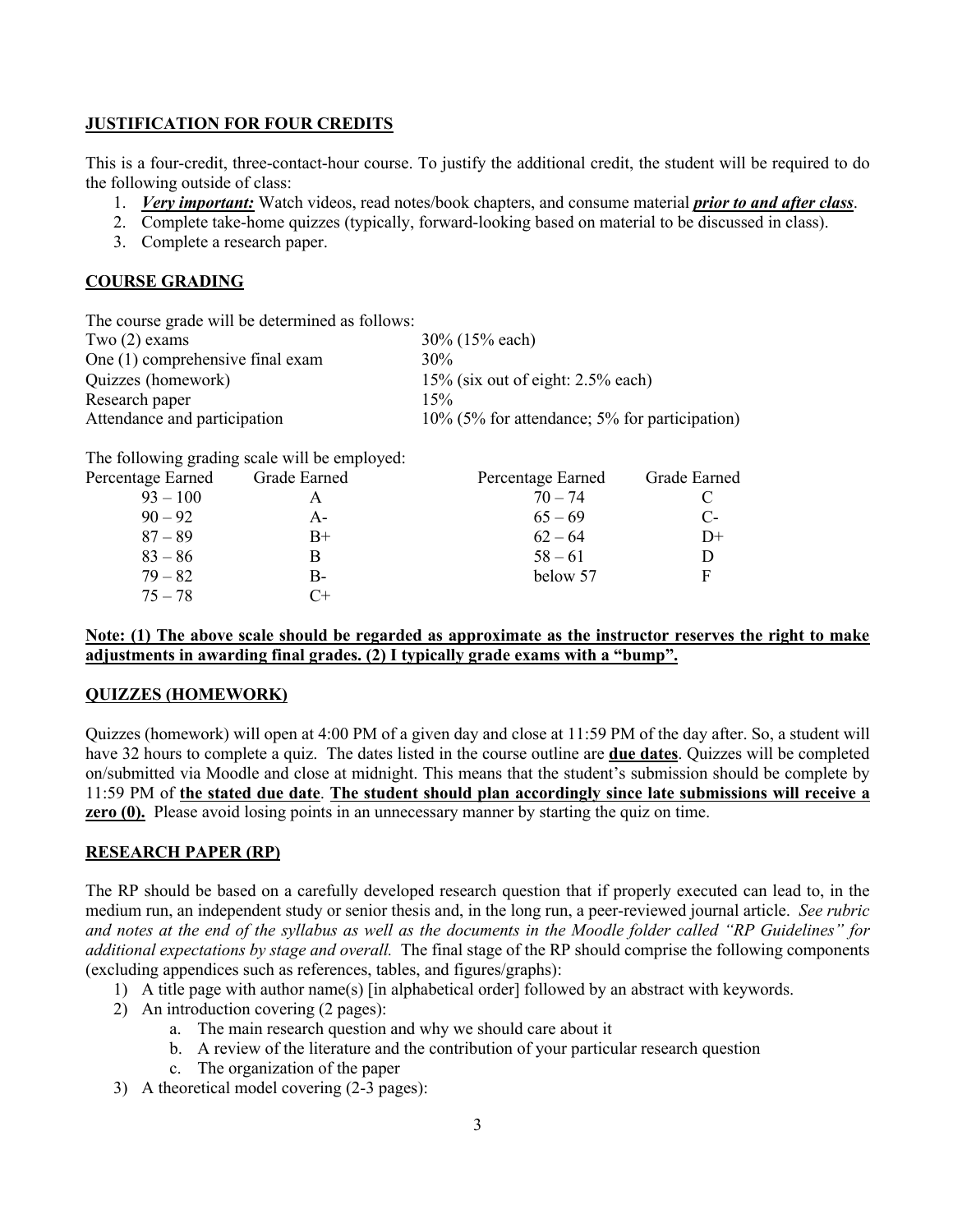## JUSTIFICATION FOR FOUR CREDITS

This is a four-credit, three-contact-hour course. To justify the additional credit, the student will be required to do the following outside of class:

1. ***Very important:*** Watch videos, read notes/book chapters, and consume material ***prior to and after class***.
2. Complete take-home quizzes (typically, forward-looking based on material to be discussed in class).
3. Complete a research paper.

## COURSE GRADING

The course grade will be determined as follows:

| | |
|---|---|
| Two (2) exams | 30% (15% each) |
| One (1) comprehensive final exam | 30% |
| Quizzes (homework) | 15% (six out of eight: 2.5% each) |
| Research paper | 15% |
| Attendance and participation | 10% (5% for attendance; 5% for participation) |

The following grading scale will be employed:

| Percentage Earned | Grade Earned | Percentage Earned | Grade Earned |
|---|---|---|---|
| 93 – 100 | A | 70 – 74 | C |
| 90 – 92 | A- | 65 – 69 | C- |
| 87 – 89 | B+ | 62 – 64 | D+ |
| 83 – 86 | B | 58 – 61 | D |
| 79 – 82 | B- | below 57 | F |
| 75 – 78 | C+ | | |

**Note: (1) The above scale should be regarded as approximate as the instructor reserves the right to make adjustments in awarding final grades. (2) I typically grade exams with a "bump".**

## QUIZZES (HOMEWORK)

Quizzes (homework) will open at 4:00 PM of a given day and close at 11:59 PM of the day after. So, a student will have 32 hours to complete a quiz. The dates listed in the course outline are **due dates**. Quizzes will be completed on/submitted via Moodle and close at midnight. This means that the student's submission should be complete by 11:59 PM of **the stated due date**. **The student should plan accordingly since late submissions will receive a zero (0).** Please avoid losing points in an unnecessary manner by starting the quiz on time.

## RESEARCH PAPER (RP)

The RP should be based on a carefully developed research question that if properly executed can lead to, in the medium run, an independent study or senior thesis and, in the long run, a peer-reviewed journal article. *See rubric and notes at the end of the syllabus as well as the documents in the Moodle folder called "RP Guidelines" for additional expectations by stage and overall.* The final stage of the RP should comprise the following components (excluding appendices such as references, tables, and figures/graphs):

1) A title page with author name(s) [in alphabetical order] followed by an abstract with keywords.
2) An introduction covering (2 pages):
    a. The main research question and why we should care about it
    b. A review of the literature and the contribution of your particular research question
    c. The organization of the paper
3) A theoretical model covering (2-3 pages):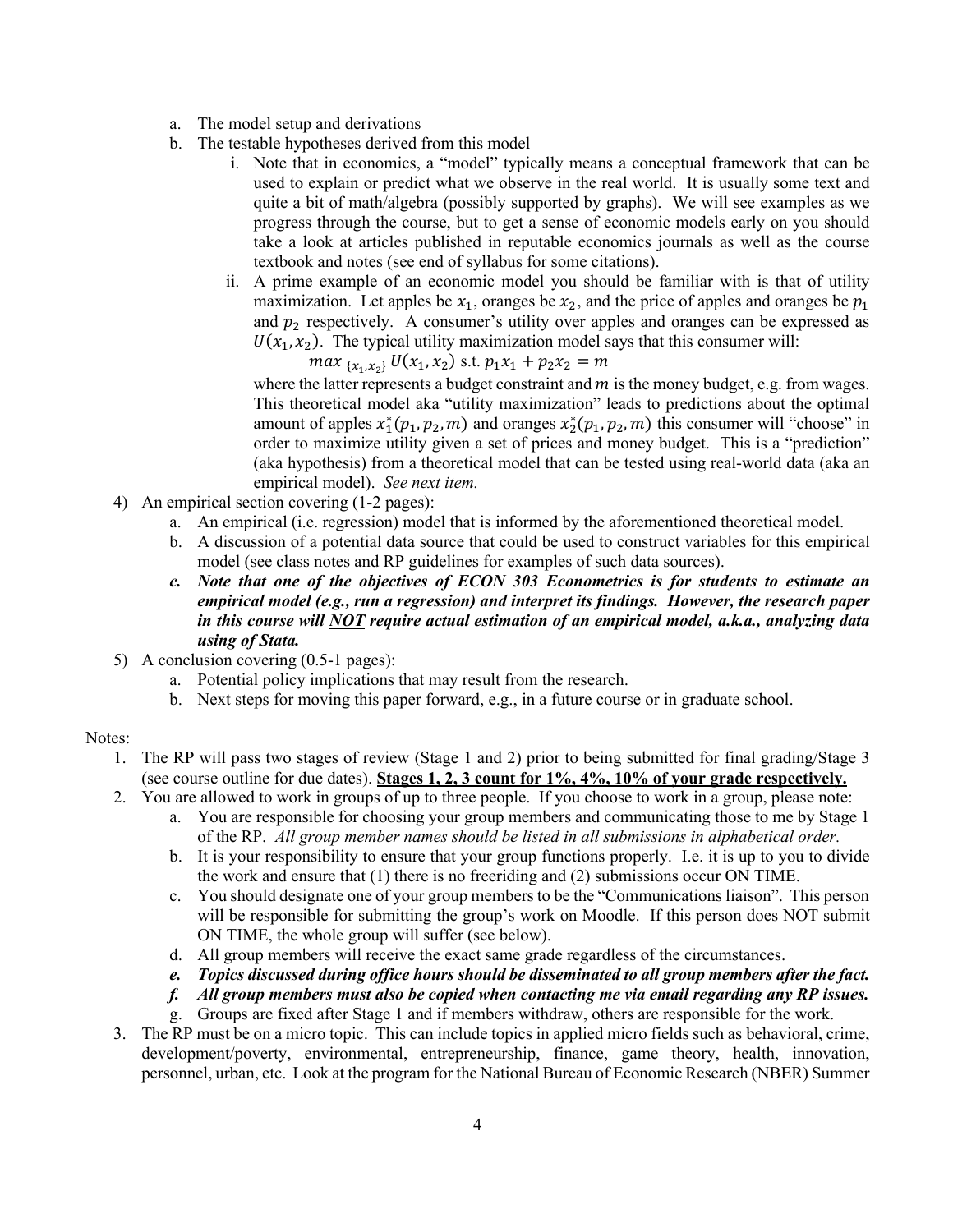a. The model setup and derivations
   b. The testable hypotheses derived from this model
      i. Note that in economics, a "model" typically means a conceptual framework that can be used to explain or predict what we observe in the real world. It is usually some text and quite a bit of math/algebra (possibly supported by graphs). We will see examples as we progress through the course, but to get a sense of economic models early on you should take a look at articles published in reputable economics journals as well as the course textbook and notes (see end of syllabus for some citations).
      ii. A prime example of an economic model you should be familiar with is that of utility maximization. Let apples be $x_1$, oranges be $x_2$, and the price of apples and oranges be $p_1$ and $p_2$ respectively. A consumer's utility over apples and oranges can be expressed as $U(x_1, x_2)$. The typical utility maximization model says that this consumer will:

$$max_{\{x_1,x_2\}} U(x_1, x_2) \text{ s.t. } p_1x_1 + p_2x_2 = m$$

      where the latter represents a budget constraint and $m$ is the money budget, e.g. from wages. This theoretical model aka "utility maximization" leads to predictions about the optimal amount of apples $x_1^*(p_1, p_2, m)$ and oranges $x_2^*(p_1, p_2, m)$ this consumer will "choose" in order to maximize utility given a set of prices and money budget. This is a "prediction" (aka hypothesis) from a theoretical model that can be tested using real-world data (aka an empirical model). *See next item.*

4) An empirical section covering (1-2 pages):
   a. An empirical (i.e. regression) model that is informed by the aforementioned theoretical model.
   b. A discussion of a potential data source that could be used to construct variables for this empirical model (see class notes and RP guidelines for examples of such data sources).
   c. ***Note that one of the objectives of ECON 303 Econometrics is for students to estimate an empirical model (e.g., run a regression) and interpret its findings. However, the research paper in this course will NOT require actual estimation of an empirical model, a.k.a., analyzing data using of Stata.***

5) A conclusion covering (0.5-1 pages):
   a. Potential policy implications that may result from the research.
   b. Next steps for moving this paper forward, e.g., in a future course or in graduate school.

Notes:

1. The RP will pass two stages of review (Stage 1 and 2) prior to being submitted for final grading/Stage 3 (see course outline for due dates). **Stages 1, 2, 3 count for 1%, 4%, 10% of your grade respectively.**
2. You are allowed to work in groups of up to three people. If you choose to work in a group, please note:
   a. You are responsible for choosing your group members and communicating those to me by Stage 1 of the RP. *All group member names should be listed in all submissions in alphabetical order.*
   b. It is your responsibility to ensure that your group functions properly. I.e. it is up to you to divide the work and ensure that (1) there is no freeriding and (2) submissions occur ON TIME.
   c. You should designate one of your group members to be the "Communications liaison". This person will be responsible for submitting the group's work on Moodle. If this person does NOT submit ON TIME, the whole group will suffer (see below).
   d. All group members will receive the exact same grade regardless of the circumstances.
   e. ***Topics discussed during office hours should be disseminated to all group members after the fact.***
   f. ***All group members must also be copied when contacting me via email regarding any RP issues.***
   g. Groups are fixed after Stage 1 and if members withdraw, others are responsible for the work.
3. The RP must be on a micro topic. This can include topics in applied micro fields such as behavioral, crime, development/poverty, environmental, entrepreneurship, finance, game theory, health, innovation, personnel, urban, etc. Look at the program for the National Bureau of Economic Research (NBER) Summer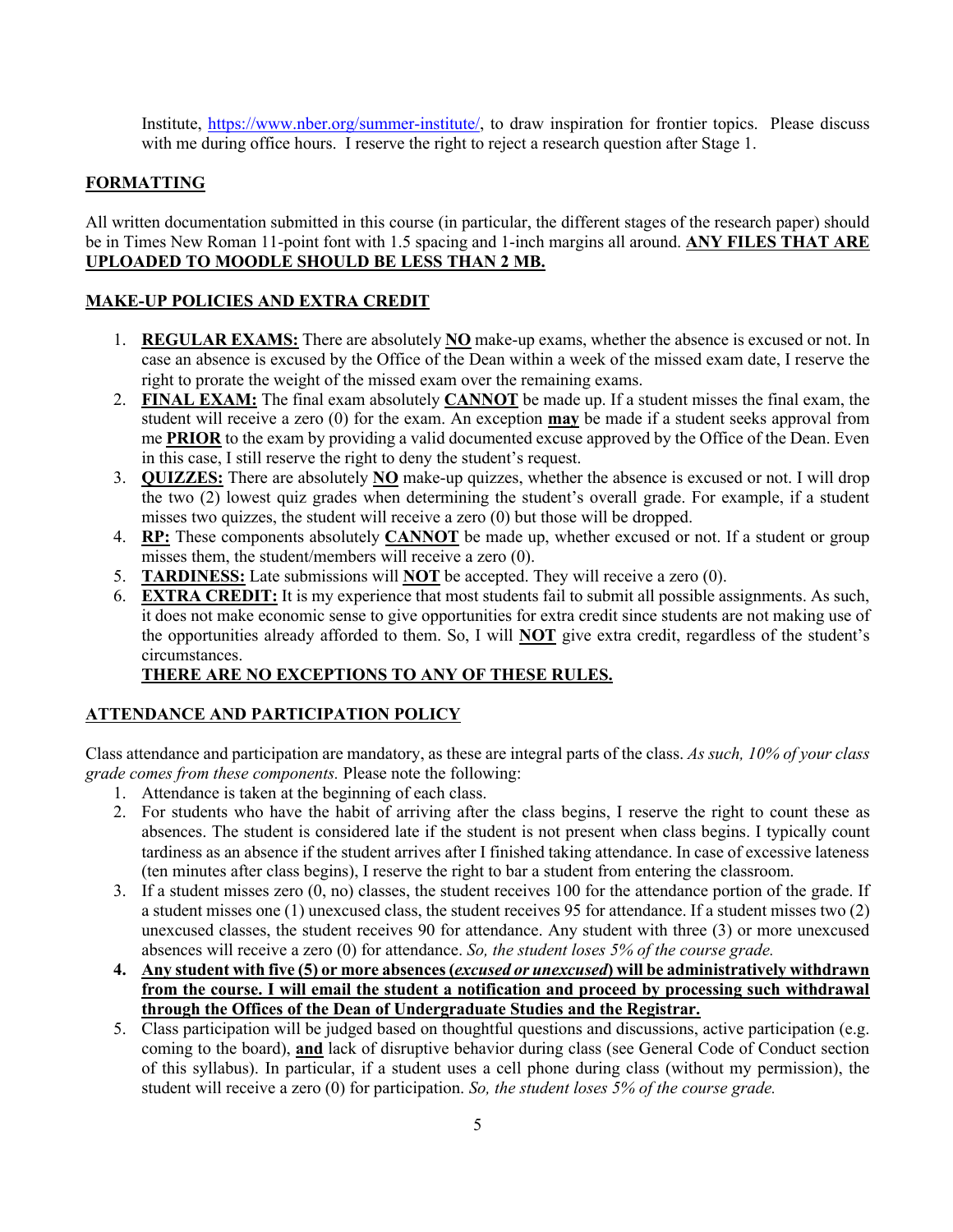Institute, https://www.nber.org/summer-institute/, to draw inspiration for frontier topics. Please discuss with me during office hours. I reserve the right to reject a research question after Stage 1.

## FORMATTING

All written documentation submitted in this course (in particular, the different stages of the research paper) should be in Times New Roman 11-point font with 1.5 spacing and 1-inch margins all around. **ANY FILES THAT ARE UPLOADED TO MOODLE SHOULD BE LESS THAN 2 MB.**

## MAKE-UP POLICIES AND EXTRA CREDIT

1. **REGULAR EXAMS:** There are absolutely **NO** make-up exams, whether the absence is excused or not. In case an absence is excused by the Office of the Dean within a week of the missed exam date, I reserve the right to prorate the weight of the missed exam over the remaining exams.
2. **FINAL EXAM:** The final exam absolutely **CANNOT** be made up. If a student misses the final exam, the student will receive a zero (0) for the exam. An exception **may** be made if a student seeks approval from me **PRIOR** to the exam by providing a valid documented excuse approved by the Office of the Dean. Even in this case, I still reserve the right to deny the student's request.
3. **QUIZZES:** There are absolutely **NO** make-up quizzes, whether the absence is excused or not. I will drop the two (2) lowest quiz grades when determining the student's overall grade. For example, if a student misses two quizzes, the student will receive a zero (0) but those will be dropped.
4. **RP:** These components absolutely **CANNOT** be made up, whether excused or not. If a student or group misses them, the student/members will receive a zero (0).
5. **TARDINESS:** Late submissions will **NOT** be accepted. They will receive a zero (0).
6. **EXTRA CREDIT:** It is my experience that most students fail to submit all possible assignments. As such, it does not make economic sense to give opportunities for extra credit since students are not making use of the opportunities already afforded to them. So, I will **NOT** give extra credit, regardless of the student's circumstances.

   **THERE ARE NO EXCEPTIONS TO ANY OF THESE RULES.**

## ATTENDANCE AND PARTICIPATION POLICY

Class attendance and participation are mandatory, as these are integral parts of the class. *As such, 10% of your class grade comes from these components.* Please note the following:

1. Attendance is taken at the beginning of each class.
2. For students who have the habit of arriving after the class begins, I reserve the right to count these as absences. The student is considered late if the student is not present when class begins. I typically count tardiness as an absence if the student arrives after I finished taking attendance. In case of excessive lateness (ten minutes after class begins), I reserve the right to bar a student from entering the classroom.
3. If a student misses zero (0, no) classes, the student receives 100 for the attendance portion of the grade. If a student misses one (1) unexcused class, the student receives 95 for attendance. If a student misses two (2) unexcused classes, the student receives 90 for attendance. Any student with three (3) or more unexcused absences will receive a zero (0) for attendance. *So, the student loses 5% of the course grade.*
4. **Any student with five (5) or more absences (*excused or unexcused*) will be administratively withdrawn from the course. I will email the student a notification and proceed by processing such withdrawal through the Offices of the Dean of Undergraduate Studies and the Registrar.**
5. Class participation will be judged based on thoughtful questions and discussions, active participation (e.g. coming to the board), **and** lack of disruptive behavior during class (see General Code of Conduct section of this syllabus). In particular, if a student uses a cell phone during class (without my permission), the student will receive a zero (0) for participation. *So, the student loses 5% of the course grade.*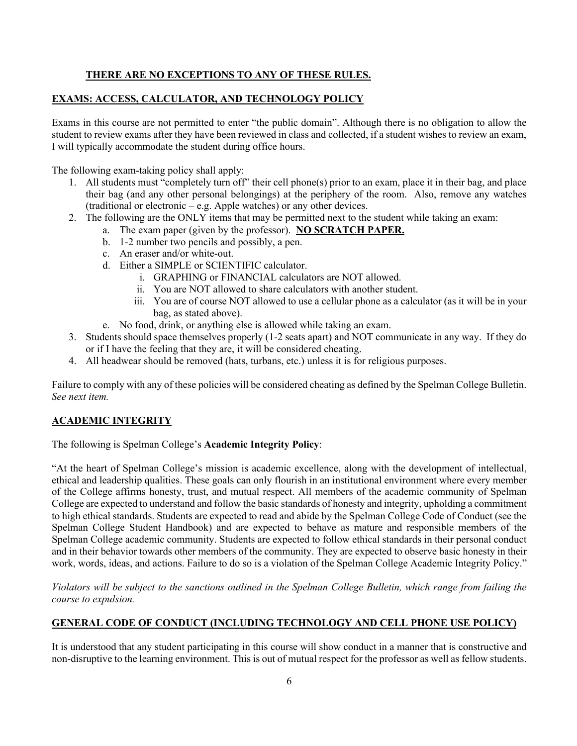**<u>THERE ARE NO EXCEPTIONS TO ANY OF THESE RULES.</u>**

## <u>EXAMS: ACCESS, CALCULATOR, AND TECHNOLOGY POLICY</u>

Exams in this course are not permitted to enter "the public domain". Although there is no obligation to allow the student to review exams after they have been reviewed in class and collected, if a student wishes to review an exam, I will typically accommodate the student during office hours.

The following exam-taking policy shall apply:

1. All students must "completely turn off" their cell phone(s) prior to an exam, place it in their bag, and place their bag (and any other personal belongings) at the periphery of the room. Also, remove any watches (traditional or electronic – e.g. Apple watches) or any other devices.
2. The following are the ONLY items that may be permitted next to the student while taking an exam:
   a. The exam paper (given by the professor). **<u>NO SCRATCH PAPER.</u>**
   b. 1-2 number two pencils and possibly, a pen.
   c. An eraser and/or white-out.
   d. Either a SIMPLE or SCIENTIFIC calculator.
      i. GRAPHING or FINANCIAL calculators are NOT allowed.
      ii. You are NOT allowed to share calculators with another student.
      iii. You are of course NOT allowed to use a cellular phone as a calculator (as it will be in your bag, as stated above).
   e. No food, drink, or anything else is allowed while taking an exam.
3. Students should space themselves properly (1-2 seats apart) and NOT communicate in any way. If they do or if I have the feeling that they are, it will be considered cheating.
4. All headwear should be removed (hats, turbans, etc.) unless it is for religious purposes.

Failure to comply with any of these policies will be considered cheating as defined by the Spelman College Bulletin. *See next item.*

## <u>ACADEMIC INTEGRITY</u>

The following is Spelman College's **Academic Integrity Policy**:

"At the heart of Spelman College's mission is academic excellence, along with the development of intellectual, ethical and leadership qualities. These goals can only flourish in an institutional environment where every member of the College affirms honesty, trust, and mutual respect. All members of the academic community of Spelman College are expected to understand and follow the basic standards of honesty and integrity, upholding a commitment to high ethical standards. Students are expected to read and abide by the Spelman College Code of Conduct (see the Spelman College Student Handbook) and are expected to behave as mature and responsible members of the Spelman College academic community. Students are expected to follow ethical standards in their personal conduct and in their behavior towards other members of the community. They are expected to observe basic honesty in their work, words, ideas, and actions. Failure to do so is a violation of the Spelman College Academic Integrity Policy."

*Violators will be subject to the sanctions outlined in the Spelman College Bulletin, which range from failing the course to expulsion.*

## <u>GENERAL CODE OF CONDUCT (INCLUDING TECHNOLOGY AND CELL PHONE USE POLICY)</u>

It is understood that any student participating in this course will show conduct in a manner that is constructive and non-disruptive to the learning environment. This is out of mutual respect for the professor as well as fellow students.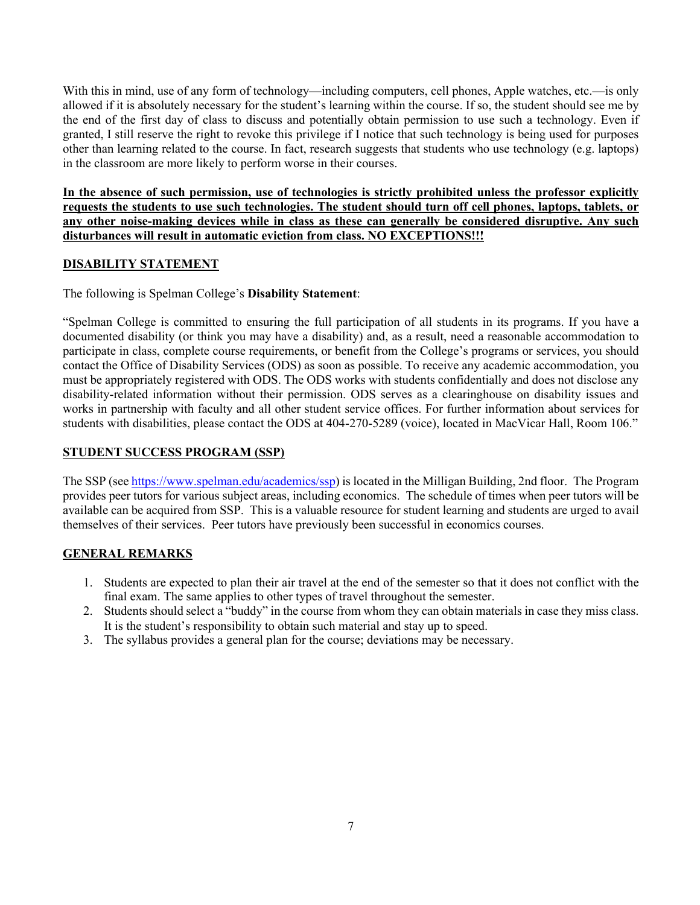With this in mind, use of any form of technology—including computers, cell phones, Apple watches, etc.—is only allowed if it is absolutely necessary for the student's learning within the course. If so, the student should see me by the end of the first day of class to discuss and potentially obtain permission to use such a technology. Even if granted, I still reserve the right to revoke this privilege if I notice that such technology is being used for purposes other than learning related to the course. In fact, research suggests that students who use technology (e.g. laptops) in the classroom are more likely to perform worse in their courses.

**In the absence of such permission, use of technologies is strictly prohibited unless the professor explicitly requests the students to use such technologies. The student should turn off cell phones, laptops, tablets, or any other noise-making devices while in class as these can generally be considered disruptive. Any such disturbances will result in automatic eviction from class. NO EXCEPTIONS!!!**

## DISABILITY STATEMENT

The following is Spelman College's **Disability Statement**:

"Spelman College is committed to ensuring the full participation of all students in its programs. If you have a documented disability (or think you may have a disability) and, as a result, need a reasonable accommodation to participate in class, complete course requirements, or benefit from the College's programs or services, you should contact the Office of Disability Services (ODS) as soon as possible. To receive any academic accommodation, you must be appropriately registered with ODS. The ODS works with students confidentially and does not disclose any disability-related information without their permission. ODS serves as a clearinghouse on disability issues and works in partnership with faculty and all other student service offices. For further information about services for students with disabilities, please contact the ODS at 404-270-5289 (voice), located in MacVicar Hall, Room 106."

## STUDENT SUCCESS PROGRAM (SSP)

The SSP (see https://www.spelman.edu/academics/ssp) is located in the Milligan Building, 2nd floor. The Program provides peer tutors for various subject areas, including economics. The schedule of times when peer tutors will be available can be acquired from SSP. This is a valuable resource for student learning and students are urged to avail themselves of their services. Peer tutors have previously been successful in economics courses.

## GENERAL REMARKS

1. Students are expected to plan their air travel at the end of the semester so that it does not conflict with the final exam. The same applies to other types of travel throughout the semester.
2. Students should select a "buddy" in the course from whom they can obtain materials in case they miss class. It is the student's responsibility to obtain such material and stay up to speed.
3. The syllabus provides a general plan for the course; deviations may be necessary.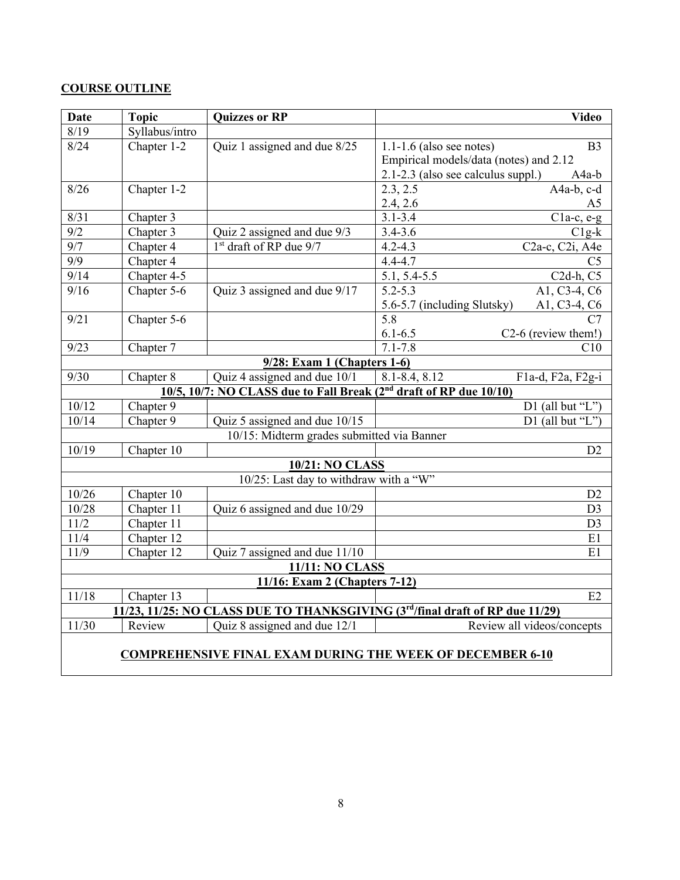**COURSE OUTLINE**

| Date | Topic | Quizzes or RP | Video |
|---|---|---|---|
| 8/19 | Syllabus/intro | | |
| 8/24 | Chapter 1-2 | Quiz 1 assigned and due 8/25 | 1.1-1.6 (also see notes) B3<br>Empirical models/data (notes) and 2.12<br>2.1-2.3 (also see calculus suppl.) A4a-b |
| 8/26 | Chapter 1-2 | | 2.3, 2.5 A4a-b, c-d<br>2.4, 2.6 A5 |
| 8/31 | Chapter 3 | | 3.1-3.4 C1a-c, e-g |
| 9/2 | Chapter 3 | Quiz 2 assigned and due 9/3 | 3.4-3.6 C1g-k |
| 9/7 | Chapter 4 | 1st draft of RP due 9/7 | 4.2-4.3 C2a-c, C2i, A4e |
| 9/9 | Chapter 4 | | 4.4-4.7 C5 |
| 9/14 | Chapter 4-5 | | 5.1, 5.4-5.5 C2d-h, C5 |
| 9/16 | Chapter 5-6 | Quiz 3 assigned and due 9/17 | 5.2-5.3 A1, C3-4, C6<br>5.6-5.7 (including Slutsky) A1, C3-4, C6 |
| 9/21 | Chapter 5-6 | | 5.8 C7<br>6.1-6.5 C2-6 (review them!) |
| 9/23 | Chapter 7 | | 7.1-7.8 C10 |
| **9/28: Exam 1 (Chapters 1-6)** | | | |
| 9/30 | Chapter 8 | Quiz 4 assigned and due 10/1 | 8.1-8.4, 8.12 F1a-d, F2a, F2g-i |
| **10/5, 10/7: NO CLASS due to Fall Break (2nd draft of RP due 10/10)** | | | |
| 10/12 | Chapter 9 | | D1 (all but "L") |
| 10/14 | Chapter 9 | Quiz 5 assigned and due 10/15 | D1 (all but "L") |
| 10/15: Midterm grades submitted via Banner | | | |
| 10/19 | Chapter 10 | | D2 |
| **10/21: NO CLASS** | | | |
| 10/25: Last day to withdraw with a "W" | | | |
| 10/26 | Chapter 10 | | D2 |
| 10/28 | Chapter 11 | Quiz 6 assigned and due 10/29 | D3 |
| 11/2 | Chapter 11 | | D3 |
| 11/4 | Chapter 12 | | E1 |
| 11/9 | Chapter 12 | Quiz 7 assigned and due 11/10 | E1 |
| **11/11: NO CLASS** | | | |
| **11/16: Exam 2 (Chapters 7-12)** | | | |
| 11/18 | Chapter 13 | | E2 |
| **11/23, 11/25: NO CLASS DUE TO THANKSGIVING (3rd/final draft of RP due 11/29)** | | | |
| 11/30 | Review | Quiz 8 assigned and due 12/1 | Review all videos/concepts |
| **COMPREHENSIVE FINAL EXAM DURING THE WEEK OF DECEMBER 6-10** | | | |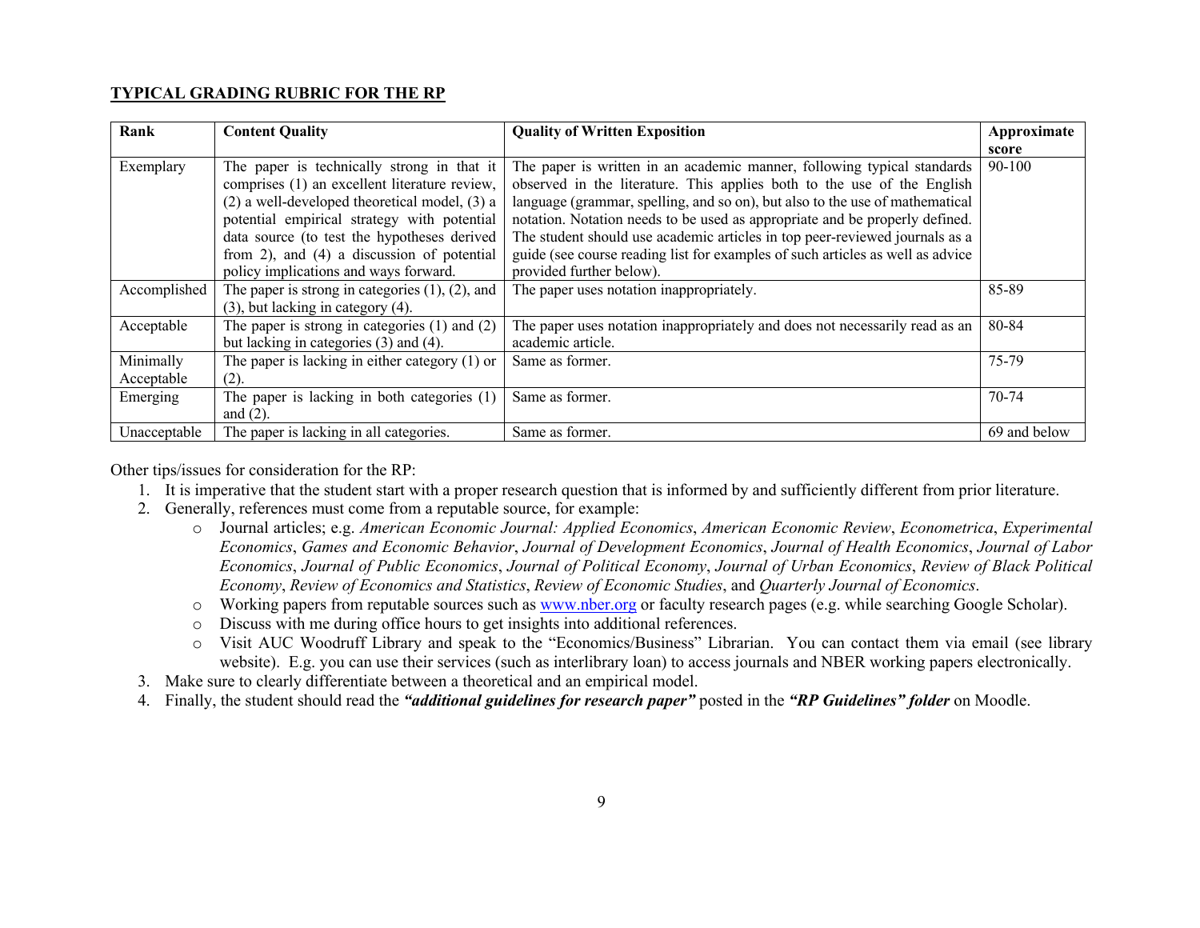**TYPICAL GRADING RUBRIC FOR THE RP**

| Rank | Content Quality | Quality of Written Exposition | Approximate score |
|---|---|---|---|
| Exemplary | The paper is technically strong in that it comprises (1) an excellent literature review, (2) a well-developed theoretical model, (3) a potential empirical strategy with potential data source (to test the hypotheses derived from 2), and (4) a discussion of potential policy implications and ways forward. | The paper is written in an academic manner, following typical standards observed in the literature. This applies both to the use of the English language (grammar, spelling, and so on), but also to the use of mathematical notation. Notation needs to be used as appropriate and be properly defined. The student should use academic articles in top peer-reviewed journals as a guide (see course reading list for examples of such articles as well as advice provided further below). | 90-100 |
| Accomplished | The paper is strong in categories (1), (2), and (3), but lacking in category (4). | The paper uses notation inappropriately. | 85-89 |
| Acceptable | The paper is strong in categories (1) and (2) but lacking in categories (3) and (4). | The paper uses notation inappropriately and does not necessarily read as an academic article. | 80-84 |
| Minimally Acceptable | The paper is lacking in either category (1) or (2). | Same as former. | 75-79 |
| Emerging | The paper is lacking in both categories (1) and (2). | Same as former. | 70-74 |
| Unacceptable | The paper is lacking in all categories. | Same as former. | 69 and below |

Other tips/issues for consideration for the RP:

1. It is imperative that the student start with a proper research question that is informed by and sufficiently different from prior literature.
2. Generally, references must come from a reputable source, for example:
   - Journal articles; e.g. *American Economic Journal: Applied Economics*, *American Economic Review*, *Econometrica*, *Experimental Economics*, *Games and Economic Behavior*, *Journal of Development Economics*, *Journal of Health Economics*, *Journal of Labor Economics*, *Journal of Public Economics*, *Journal of Political Economy*, *Journal of Urban Economics*, *Review of Black Political Economy*, *Review of Economics and Statistics*, *Review of Economic Studies*, and *Quarterly Journal of Economics*.
   - Working papers from reputable sources such as [www.nber.org](http://www.nber.org) or faculty research pages (e.g. while searching Google Scholar).
   - Discuss with me during office hours to get insights into additional references.
   - Visit AUC Woodruff Library and speak to the "Economics/Business" Librarian. You can contact them via email (see library website). E.g. you can use their services (such as interlibrary loan) to access journals and NBER working papers electronically.
3. Make sure to clearly differentiate between a theoretical and an empirical model.
4. Finally, the student should read the ***"additional guidelines for research paper"*** posted in the ***"RP Guidelines" folder*** on Moodle.